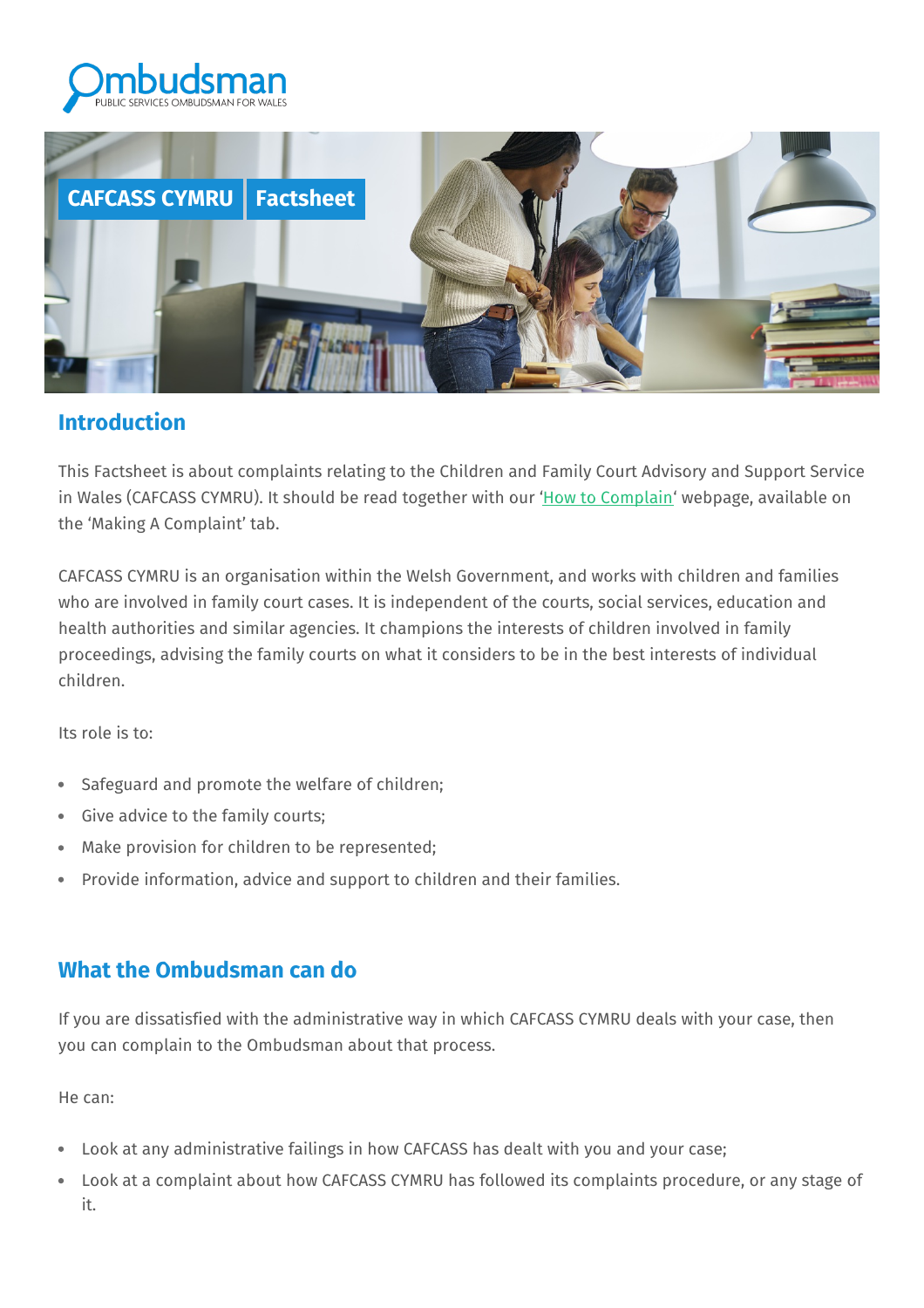Ombudsman
PUBLIC SERVICES OMBUDSMAN FOR WALES

# CAFCASS CYMRU Factsheet

## Introduction

This Factsheet is about complaints relating to the Children and Family Court Advisory and Support Service in Wales (CAFCASS CYMRU). It should be read together with our '[How to Complain](#)' webpage, available on the 'Making A Complaint' tab.

CAFCASS CYMRU is an organisation within the Welsh Government, and works with children and families who are involved in family court cases. It is independent of the courts, social services, education and health authorities and similar agencies. It champions the interests of children involved in family proceedings, advising the family courts on what it considers to be in the best interests of individual children.

Its role is to:

- Safeguard and promote the welfare of children;
- Give advice to the family courts;
- Make provision for children to be represented;
- Provide information, advice and support to children and their families.

## What the Ombudsman can do

If you are dissatisfied with the administrative way in which CAFCASS CYMRU deals with your case, then you can complain to the Ombudsman about that process.

He can:

- Look at any administrative failings in how CAFCASS has dealt with you and your case;
- Look at a complaint about how CAFCASS CYMRU has followed its complaints procedure, or any stage of it.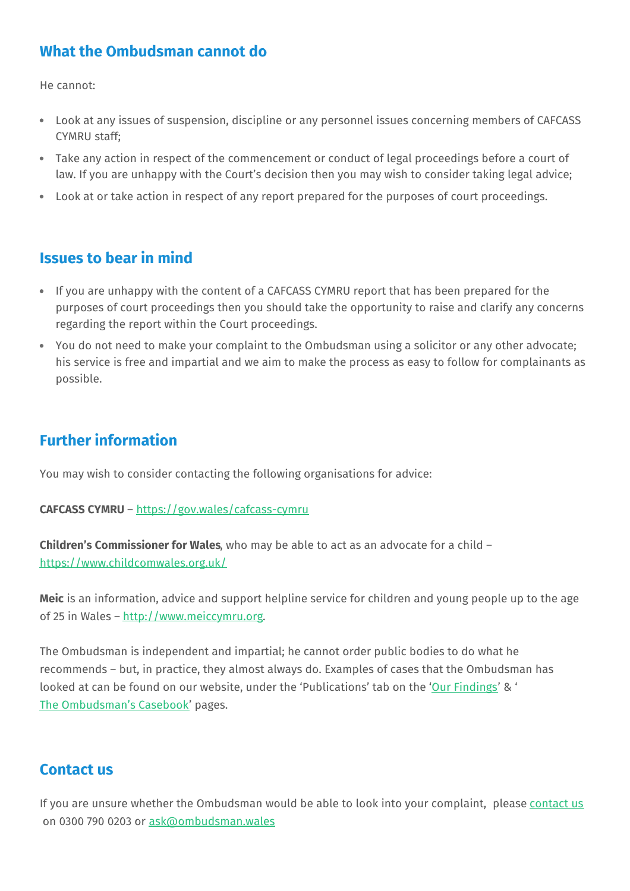## What the Ombudsman cannot do

He cannot:

- Look at any issues of suspension, discipline or any personnel issues concerning members of CAFCASS CYMRU staff;
- Take any action in respect of the commencement or conduct of legal proceedings before a court of law. If you are unhappy with the Court's decision then you may wish to consider taking legal advice;
- Look at or take action in respect of any report prepared for the purposes of court proceedings.

## Issues to bear in mind

- If you are unhappy with the content of a CAFCASS CYMRU report that has been prepared for the purposes of court proceedings then you should take the opportunity to raise and clarify any concerns regarding the report within the Court proceedings.
- You do not need to make your complaint to the Ombudsman using a solicitor or any other advocate; his service is free and impartial and we aim to make the process as easy to follow for complainants as possible.

## Further information

You may wish to consider contacting the following organisations for advice:

**CAFCASS CYMRU** – https://gov.wales/cafcass-cymru

**Children's Commissioner for Wales**, who may be able to act as an advocate for a child – https://www.childcomwales.org.uk/

**Meic** is an information, advice and support helpline service for children and young people up to the age of 25 in Wales – http://www.meiccymru.org.

The Ombudsman is independent and impartial; he cannot order public bodies to do what he recommends – but, in practice, they almost always do. Examples of cases that the Ombudsman has looked at can be found on our website, under the 'Publications' tab on the 'Our Findings' & 'The Ombudsman's Casebook' pages.

## Contact us

If you are unsure whether the Ombudsman would be able to look into your complaint, please contact us on 0300 790 0203 or ask@ombudsman.wales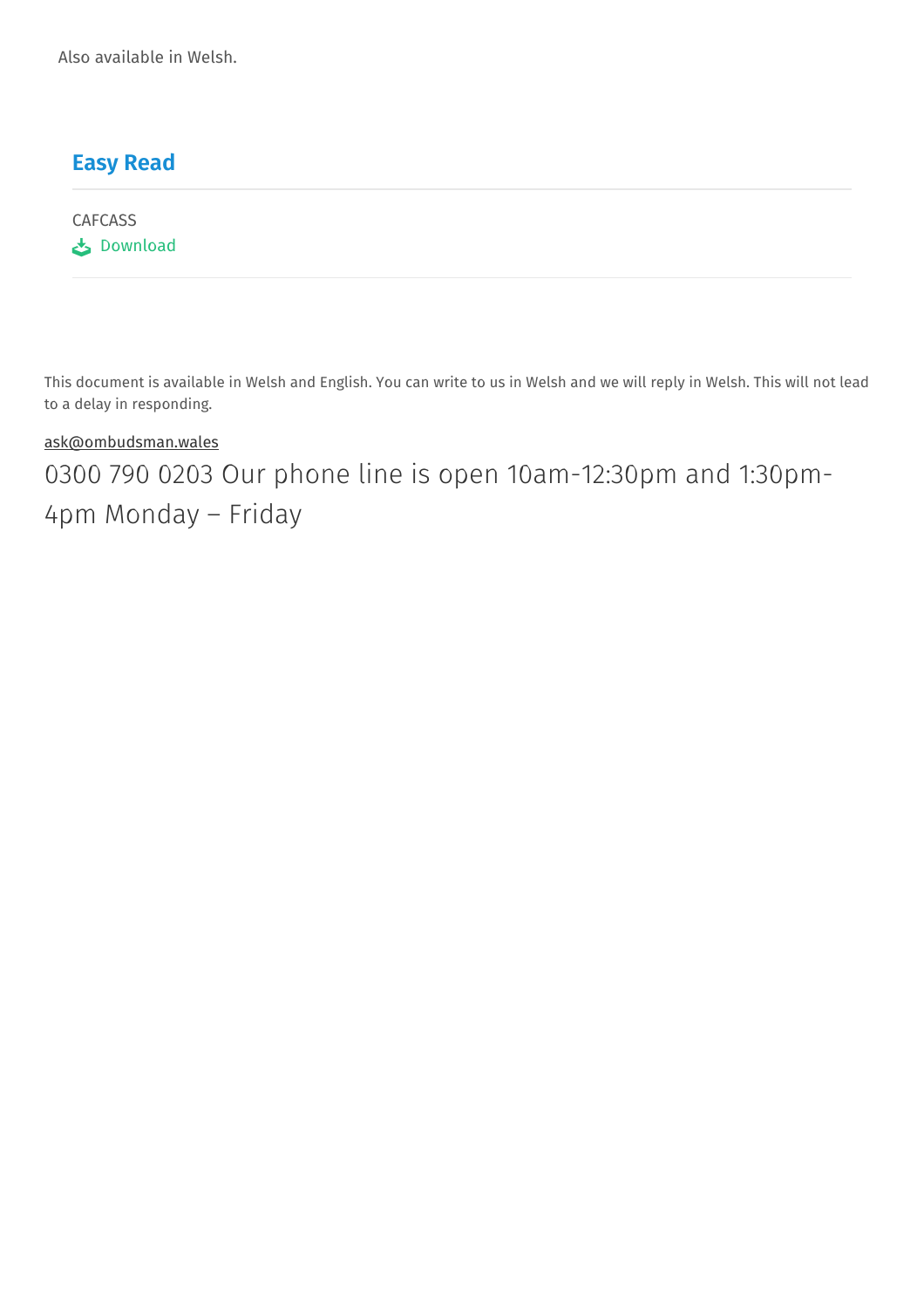Also available in Welsh.

## Easy Read

CAFCASS

Download

This document is available in Welsh and English. You can write to us in Welsh and we will reply in Welsh. This will not lead to a delay in responding.

ask@ombudsman.wales

0300 790 0203 Our phone line is open 10am-12:30pm and 1:30pm-4pm Monday – Friday